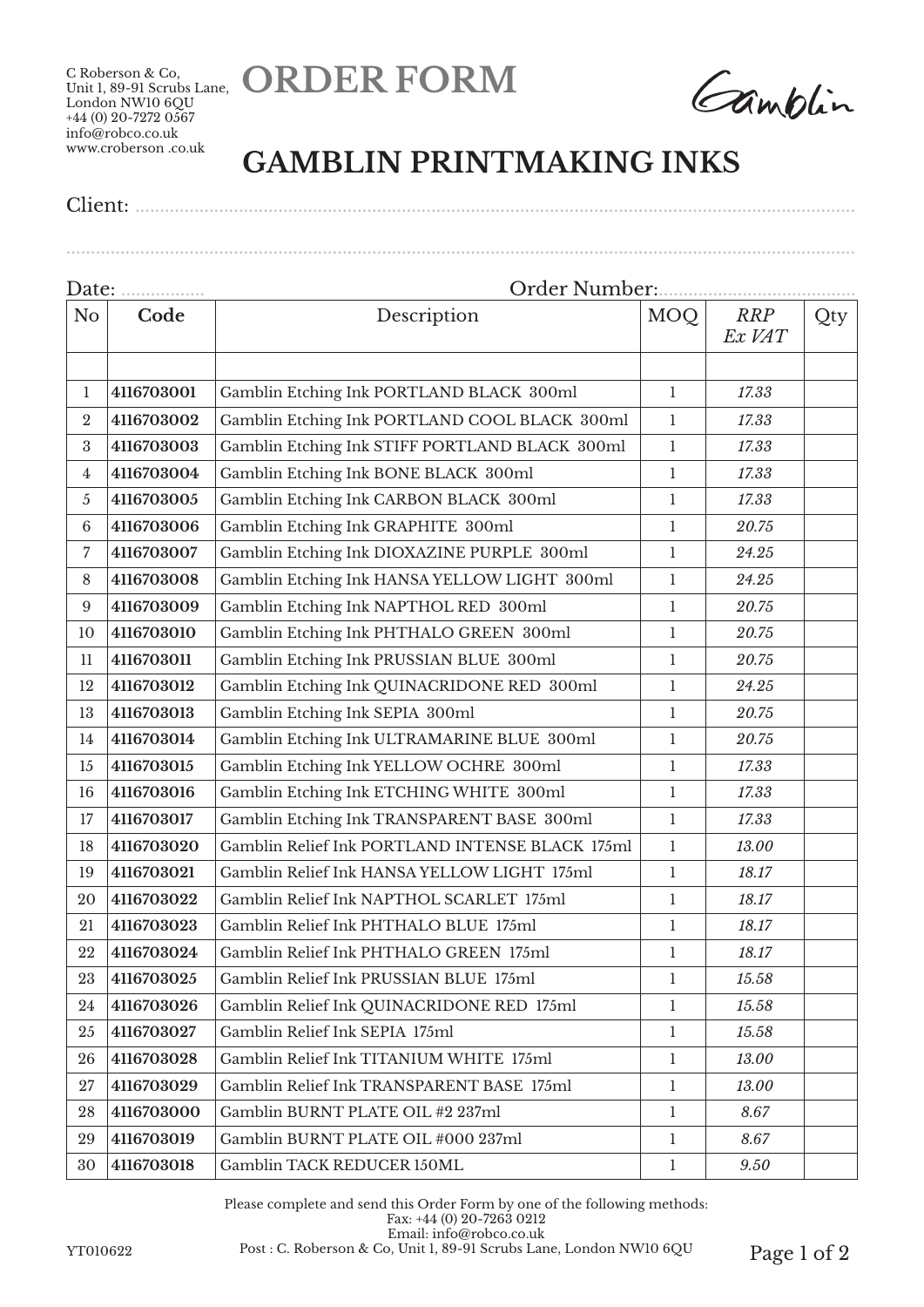C Roberson & Co,
Unit 1, 89-91 Scrubs Lane,
London NW10 6QU
+44 (0) 20-7272 0567
info@robco.co.uk
www.croberson .co.uk

# ORDER FORM

Gamblin

## GAMBLIN PRINTMAKING INKS

Client: ..............................................................................................................................................

..............................................................................................................................................

Date: ................. Order Number:.......................................

| No | **Code** | Description | MOQ | *RRP Ex VAT* | Qty |
|---|---|---|---|---|---|
| | | | | | |
| 1 | **4116703001** | Gamblin Etching Ink PORTLAND BLACK 300ml | 1 | *17.33* | |
| 2 | **4116703002** | Gamblin Etching Ink PORTLAND COOL BLACK 300ml | 1 | *17.33* | |
| 3 | **4116703003** | Gamblin Etching Ink STIFF PORTLAND BLACK 300ml | 1 | *17.33* | |
| 4 | **4116703004** | Gamblin Etching Ink BONE BLACK 300ml | 1 | *17.33* | |
| 5 | **4116703005** | Gamblin Etching Ink CARBON BLACK 300ml | 1 | *17.33* | |
| 6 | **4116703006** | Gamblin Etching Ink GRAPHITE 300ml | 1 | *20.75* | |
| 7 | **4116703007** | Gamblin Etching Ink DIOXAZINE PURPLE 300ml | 1 | *24.25* | |
| 8 | **4116703008** | Gamblin Etching Ink HANSA YELLOW LIGHT 300ml | 1 | *24.25* | |
| 9 | **4116703009** | Gamblin Etching Ink NAPTHOL RED 300ml | 1 | *20.75* | |
| 10 | **4116703010** | Gamblin Etching Ink PHTHALO GREEN 300ml | 1 | *20.75* | |
| 11 | **4116703011** | Gamblin Etching Ink PRUSSIAN BLUE 300ml | 1 | *20.75* | |
| 12 | **4116703012** | Gamblin Etching Ink QUINACRIDONE RED 300ml | 1 | *24.25* | |
| 13 | **4116703013** | Gamblin Etching Ink SEPIA 300ml | 1 | *20.75* | |
| 14 | **4116703014** | Gamblin Etching Ink ULTRAMARINE BLUE 300ml | 1 | *20.75* | |
| 15 | **4116703015** | Gamblin Etching Ink YELLOW OCHRE 300ml | 1 | *17.33* | |
| 16 | **4116703016** | Gamblin Etching Ink ETCHING WHITE 300ml | 1 | *17.33* | |
| 17 | **4116703017** | Gamblin Etching Ink TRANSPARENT BASE 300ml | 1 | *17.33* | |
| 18 | **4116703020** | Gamblin Relief Ink PORTLAND INTENSE BLACK 175ml | 1 | *13.00* | |
| 19 | **4116703021** | Gamblin Relief Ink HANSA YELLOW LIGHT 175ml | 1 | *18.17* | |
| 20 | **4116703022** | Gamblin Relief Ink NAPTHOL SCARLET 175ml | 1 | *18.17* | |
| 21 | **4116703023** | Gamblin Relief Ink PHTHALO BLUE 175ml | 1 | *18.17* | |
| 22 | **4116703024** | Gamblin Relief Ink PHTHALO GREEN 175ml | 1 | *18.17* | |
| 23 | **4116703025** | Gamblin Relief Ink PRUSSIAN BLUE 175ml | 1 | *15.58* | |
| 24 | **4116703026** | Gamblin Relief Ink QUINACRIDONE RED 175ml | 1 | *15.58* | |
| 25 | **4116703027** | Gamblin Relief Ink SEPIA 175ml | 1 | *15.58* | |
| 26 | **4116703028** | Gamblin Relief Ink TITANIUM WHITE 175ml | 1 | *13.00* | |
| 27 | **4116703029** | Gamblin Relief Ink TRANSPARENT BASE 175ml | 1 | *13.00* | |
| 28 | **4116703000** | Gamblin BURNT PLATE OIL #2 237ml | 1 | *8.67* | |
| 29 | **4116703019** | Gamblin BURNT PLATE OIL #000 237ml | 1 | *8.67* | |
| 30 | **4116703018** | Gamblin TACK REDUCER 150ML | 1 | *9.50* | |

Please complete and send this Order Form by one of the following methods:
Fax: +44 (0) 20-7263 0212
Email: info@robco.co.uk
Post : C. Roberson & Co, Unit 1, 89-91 Scrubs Lane, London NW10 6QU

YT010622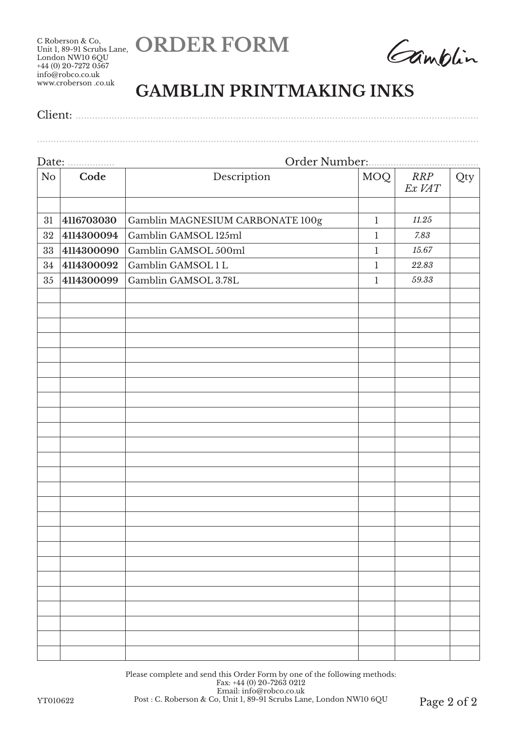C Roberson & Co,
Unit 1, 89-91 Scrubs Lane,
London NW10 6QU
+44 (0) 20-7272 0567
info@robco.co.uk
www.croberson .co.uk

# ORDER FORM

Gamblin

## GAMBLIN PRINTMAKING INKS

Client: ..........................................................................................................................

..........................................................................................................................

Date: ................ Order Number: ....................................

| No | Code | Description | MOQ | *RRP Ex VAT* | Qty |
|---|---|---|---|---|---|
| | | | | | |
| 31 | **4116703030** | Gamblin MAGNESIUM CARBONATE 100g | 1 | *11.25* | |
| 32 | **4114300094** | Gamblin GAMSOL 125ml | 1 | *7.83* | |
| 33 | **4114300090** | Gamblin GAMSOL 500ml | 1 | *15.67* | |
| 34 | **4114300092** | Gamblin GAMSOL 1 L | 1 | *22.83* | |
| 35 | **4114300099** | Gamblin GAMSOL 3.78L | 1 | *59.33* | |
| | | | | | |
| | | | | | |
| | | | | | |
| | | | | | |
| | | | | | |
| | | | | | |
| | | | | | |
| | | | | | |
| | | | | | |
| | | | | | |
| | | | | | |
| | | | | | |
| | | | | | |
| | | | | | |
| | | | | | |
| | | | | | |
| | | | | | |
| | | | | | |
| | | | | | |
| | | | | | |
| | | | | | |
| | | | | | |
| | | | | | |
| | | | | | |

Please complete and send this Order Form by one of the following methods:
Fax: +44 (0) 20-7263 0212
Email: info@robco.co.uk
Post : C. Roberson & Co, Unit 1, 89-91 Scrubs Lane, London NW10 6QU

YT010622